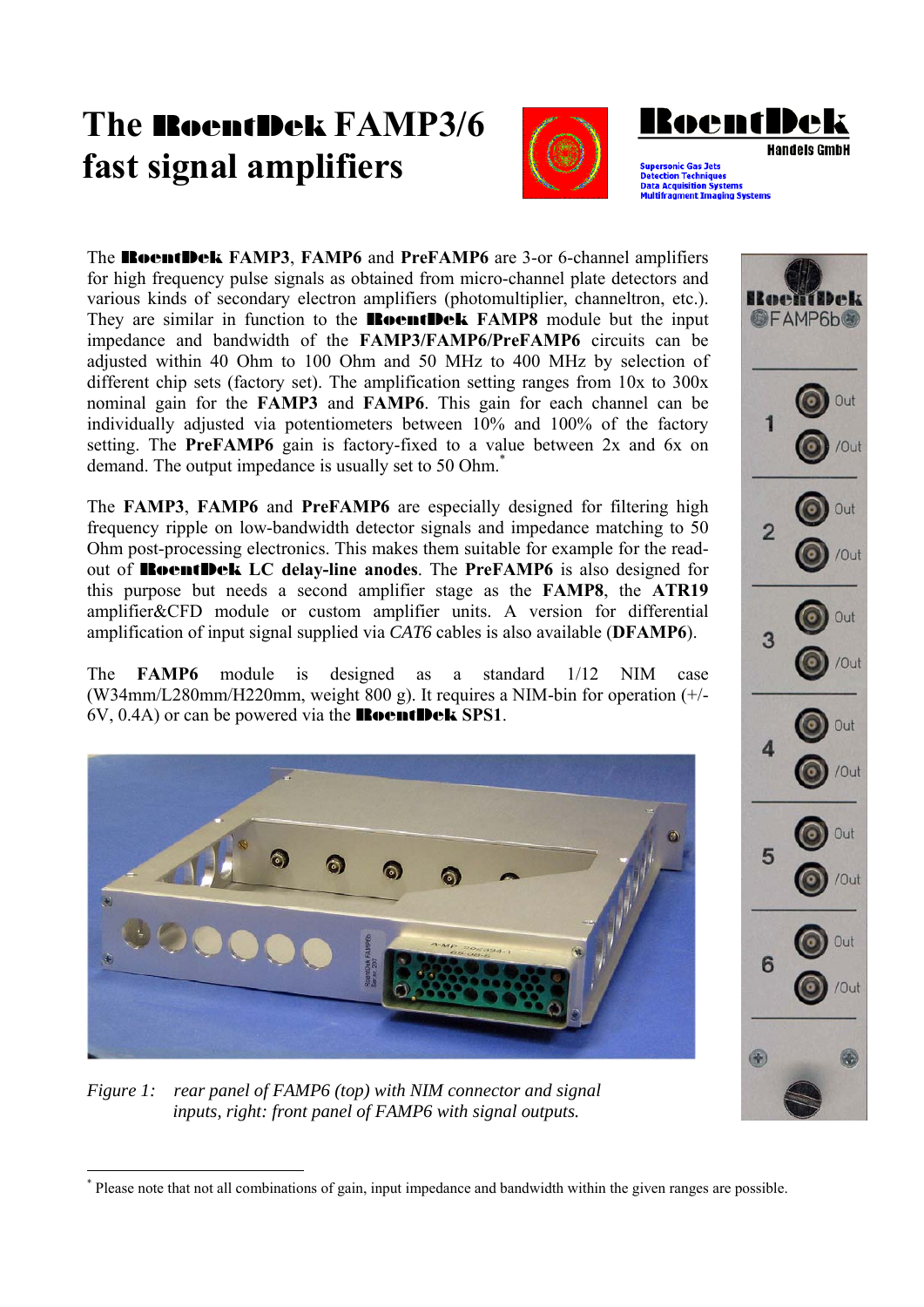# The RoentDek FAMP3/6 fast signal amplifiers

RoentDek Handels GmbH

Supersonic Gas Jets
Detection Techniques
Data Acquisition Systems
Multifragment Imaging Systems

The **RoentDek** **FAMP3**, **FAMP6** and **PreFAMP6** are 3-or 6-channel amplifiers for high frequency pulse signals as obtained from micro-channel plate detectors and various kinds of secondary electron amplifiers (photomultiplier, channeltron, etc.). They are similar in function to the **RoentDek FAMP8** module but the input impedance and bandwidth of the **FAMP3/FAMP6/PreFAMP6** circuits can be adjusted within 40 Ohm to 100 Ohm and 50 MHz to 400 MHz by selection of different chip sets (factory set). The amplification setting ranges from 10x to 300x nominal gain for the **FAMP3** and **FAMP6**. This gain for each channel can be individually adjusted via potentiometers between 10% and 100% of the factory setting. The **PreFAMP6** gain is factory-fixed to a value between 2x and 6x on demand. The output impedance is usually set to 50 Ohm.*

The **FAMP3**, **FAMP6** and **PreFAMP6** are especially designed for filtering high frequency ripple on low-bandwidth detector signals and impedance matching to 50 Ohm post-processing electronics. This makes them suitable for example for the read-out of **RoentDek LC delay-line anodes**. The **PreFAMP6** is also designed for this purpose but needs a second amplifier stage as the **FAMP8**, the **ATR19** amplifier&CFD module or custom amplifier units. A version for differential amplification of input signal supplied via *CAT6* cables is also available (**DFAMP6**).

The **FAMP6** module is designed as a standard 1/12 NIM case (W34mm/L280mm/H220mm, weight 800 g). It requires a NIM-bin for operation (+/-6V, 0.4A) or can be powered via the **RoentDek SPS1**.

*Figure 1: rear panel of FAMP6 (top) with NIM connector and signal inputs, right: front panel of FAMP6 with signal outputs.*

---

* Please note that not all combinations of gain, input impedance and bandwidth within the given ranges are possible.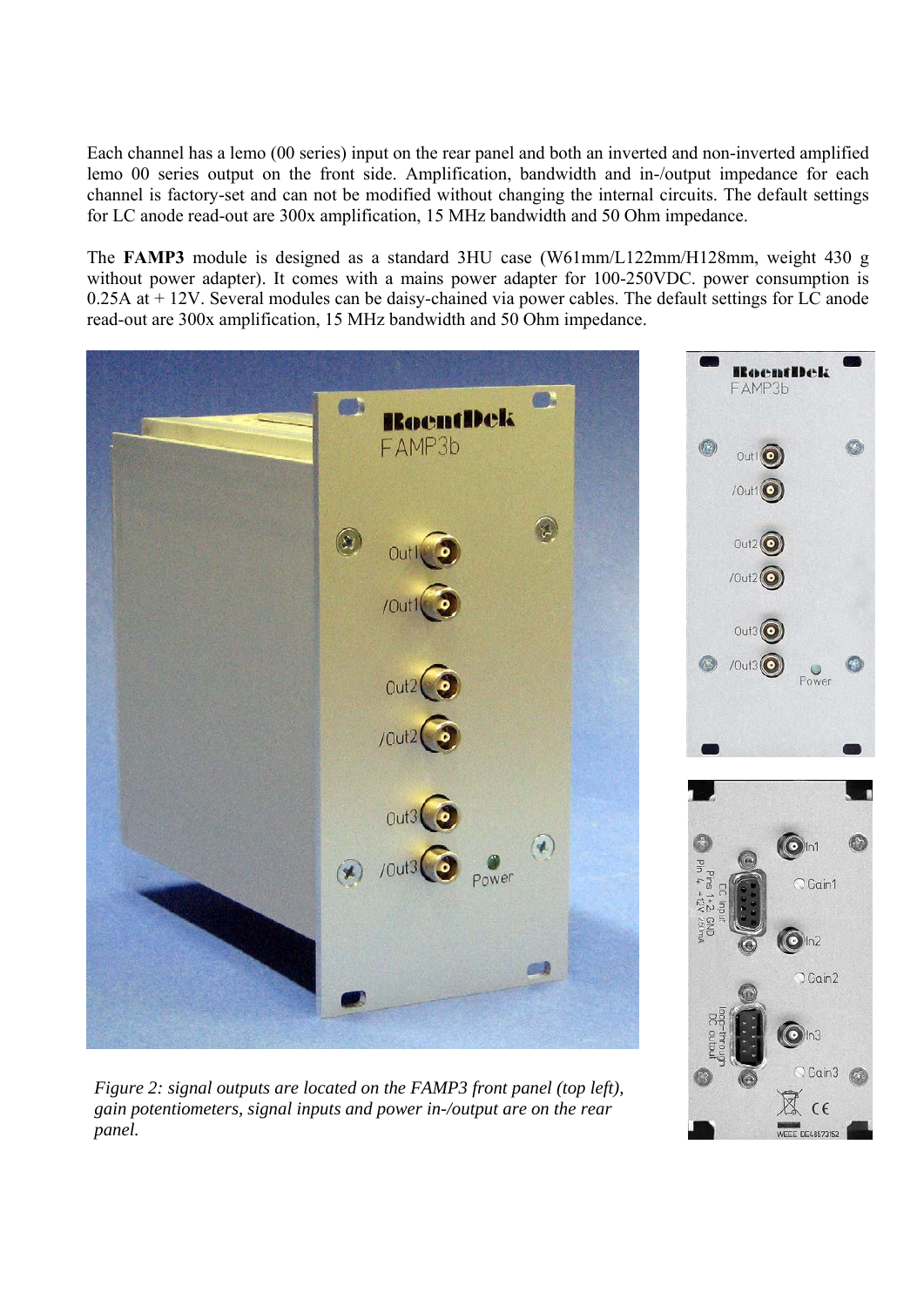Each channel has a lemo (00 series) input on the rear panel and both an inverted and non-inverted amplified lemo 00 series output on the front side. Amplification, bandwidth and in-/output impedance for each channel is factory-set and can not be modified without changing the internal circuits. The default settings for LC anode read-out are 300x amplification, 15 MHz bandwidth and 50 Ohm impedance.

The **FAMP3** module is designed as a standard 3HU case (W61mm/L122mm/H128mm, weight 430 g without power adapter). It comes with a mains power adapter for 100-250VDC. power consumption is 0.25A at + 12V. Several modules can be daisy-chained via power cables. The default settings for LC anode read-out are 300x amplification, 15 MHz bandwidth and 50 Ohm impedance.

*Figure 2: signal outputs are located on the FAMP3 front panel (top left), gain potentiometers, signal inputs and power in-/output are on the rear panel.*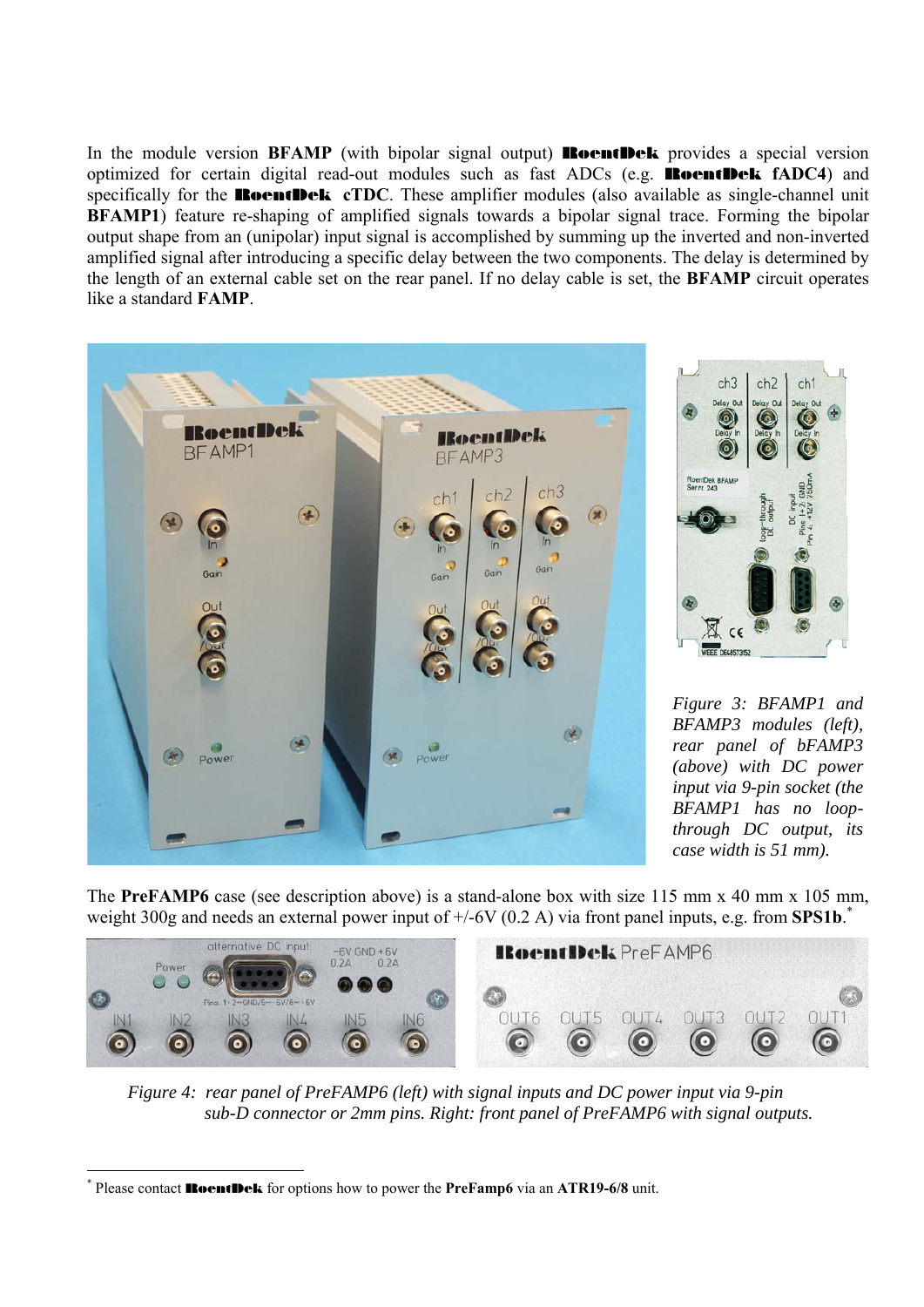In the module version **BFAMP** (with bipolar signal output) **RoentDek** provides a special version optimized for certain digital read-out modules such as fast ADCs (e.g. **RoentDek fADC4**) and specifically for the **RoentDek cTDC**. These amplifier modules (also available as single-channel unit **BFAMP1**) feature re-shaping of amplified signals towards a bipolar signal trace. Forming the bipolar output shape from an (unipolar) input signal is accomplished by summing up the inverted and non-inverted amplified signal after introducing a specific delay between the two components. The delay is determined by the length of an external cable set on the rear panel. If no delay cable is set, the **BFAMP** circuit operates like a standard **FAMP**.

*Figure 3: BFAMP1 and BFAMP3 modules (left), rear panel of bFAMP3 (above) with DC power input via 9-pin socket (the BFAMP1 has no loop-through DC output, its case width is 51 mm).*

The **PreFAMP6** case (see description above) is a stand-alone box with size 115 mm x 40 mm x 105 mm, weight 300g and needs an external power input of +/-6V (0.2 A) via front panel inputs, e.g. from **SPS1b**.*

*Figure 4: rear panel of PreFAMP6 (left) with signal inputs and DC power input via 9-pin sub-D connector or 2mm pins. Right: front panel of PreFAMP6 with signal outputs.*

* Please contact **RoentDek** for options how to power the **PreFamp6** via an **ATR19-6/8** unit.